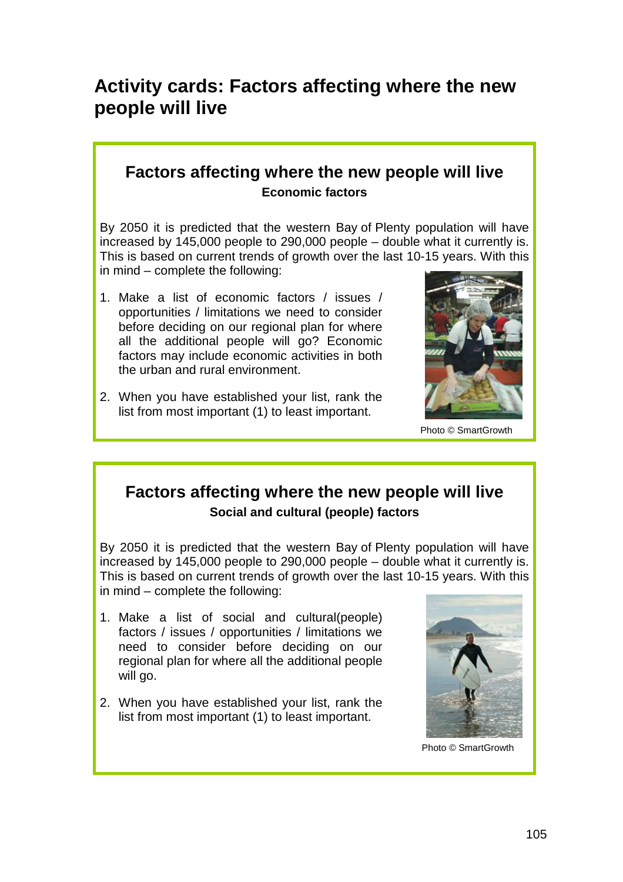# Activity cards: Factors affecting where the new people will live

## Factors affecting where the new people will live

**Economic factors**

By 2050 it is predicted that the western Bay of Plenty population will have increased by 145,000 people to 290,000 people – double what it currently is. This is based on current trends of growth over the last 10-15 years. With this in mind – complete the following:

1. Make a list of economic factors / issues / opportunities / limitations we need to consider before deciding on our regional plan for where all the additional people will go? Economic factors may include economic activities in both the urban and rural environment.
2. When you have established your list, rank the list from most important (1) to least important.

Photo © SmartGrowth

## Factors affecting where the new people will live

**Social and cultural (people) factors**

By 2050 it is predicted that the western Bay of Plenty population will have increased by 145,000 people to 290,000 people – double what it currently is. This is based on current trends of growth over the last 10-15 years. With this in mind – complete the following:

1. Make a list of social and cultural(people) factors / issues / opportunities / limitations we need to consider before deciding on our regional plan for where all the additional people will go.
2. When you have established your list, rank the list from most important (1) to least important.

Photo © SmartGrowth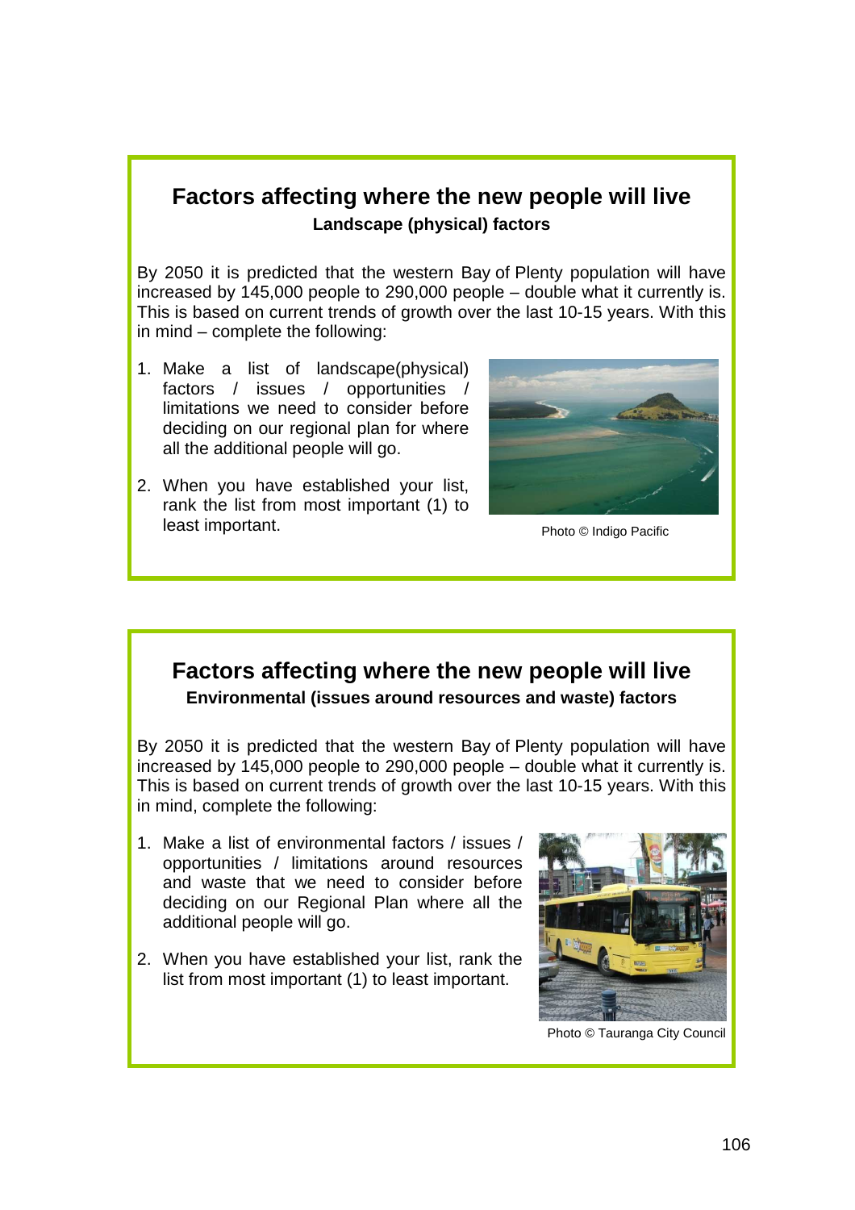## Factors affecting where the new people will live

### Landscape (physical) factors

By 2050 it is predicted that the western Bay of Plenty population will have increased by 145,000 people to 290,000 people – double what it currently is. This is based on current trends of growth over the last 10-15 years. With this in mind – complete the following:

1. Make a list of landscape(physical) factors / issues / opportunities / limitations we need to consider before deciding on our regional plan for where all the additional people will go.
2. When you have established your list, rank the list from most important (1) to least important.

Photo © Indigo Pacific

## Factors affecting where the new people will live

### Environmental (issues around resources and waste) factors

By 2050 it is predicted that the western Bay of Plenty population will have increased by 145,000 people to 290,000 people – double what it currently is. This is based on current trends of growth over the last 10-15 years. With this in mind, complete the following:

1. Make a list of environmental factors / issues / opportunities / limitations around resources and waste that we need to consider before deciding on our Regional Plan where all the additional people will go.
2. When you have established your list, rank the list from most important (1) to least important.

Photo © Tauranga City Council